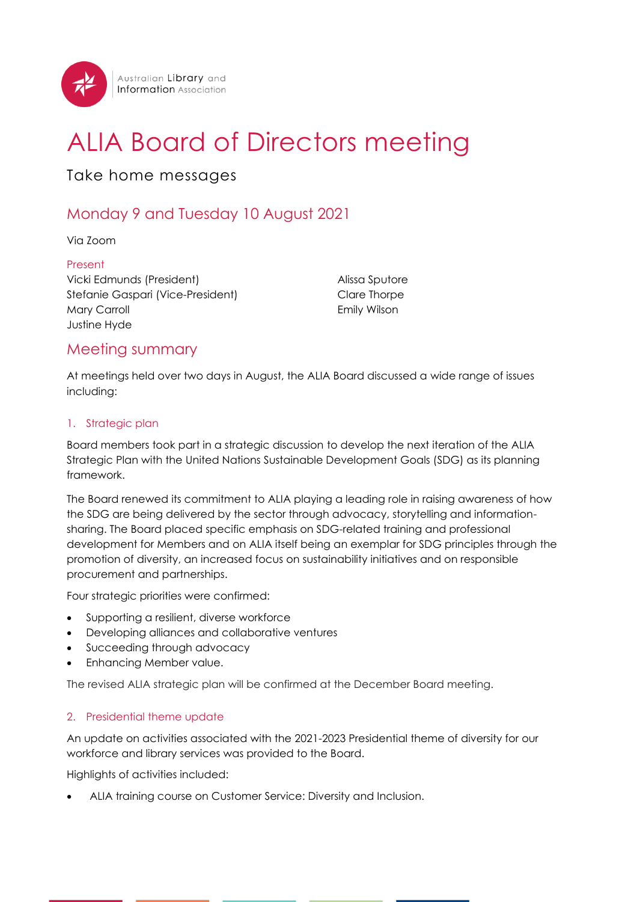Australian Library and Information Association

# ALIA Board of Directors meeting

Take home messages

## Monday 9 and Tuesday 10 August 2021

Via Zoom

### Present

Vicki Edmunds (President)
Stefanie Gaspari (Vice-President)
Mary Carroll
Justine Hyde
Alissa Sputore
Clare Thorpe
Emily Wilson

## Meeting summary

At meetings held over two days in August, the ALIA Board discussed a wide range of issues including:

### 1. Strategic plan

Board members took part in a strategic discussion to develop the next iteration of the ALIA Strategic Plan with the United Nations Sustainable Development Goals (SDG) as its planning framework.

The Board renewed its commitment to ALIA playing a leading role in raising awareness of how the SDG are being delivered by the sector through advocacy, storytelling and information-sharing. The Board placed specific emphasis on SDG-related training and professional development for Members and on ALIA itself being an exemplar for SDG principles through the promotion of diversity, an increased focus on sustainability initiatives and on responsible procurement and partnerships.

Four strategic priorities were confirmed:

- Supporting a resilient, diverse workforce
- Developing alliances and collaborative ventures
- Succeeding through advocacy
- Enhancing Member value.

The revised ALIA strategic plan will be confirmed at the December Board meeting.

### 2. Presidential theme update

An update on activities associated with the 2021-2023 Presidential theme of diversity for our workforce and library services was provided to the Board.

Highlights of activities included:

- ALIA training course on Customer Service: Diversity and Inclusion.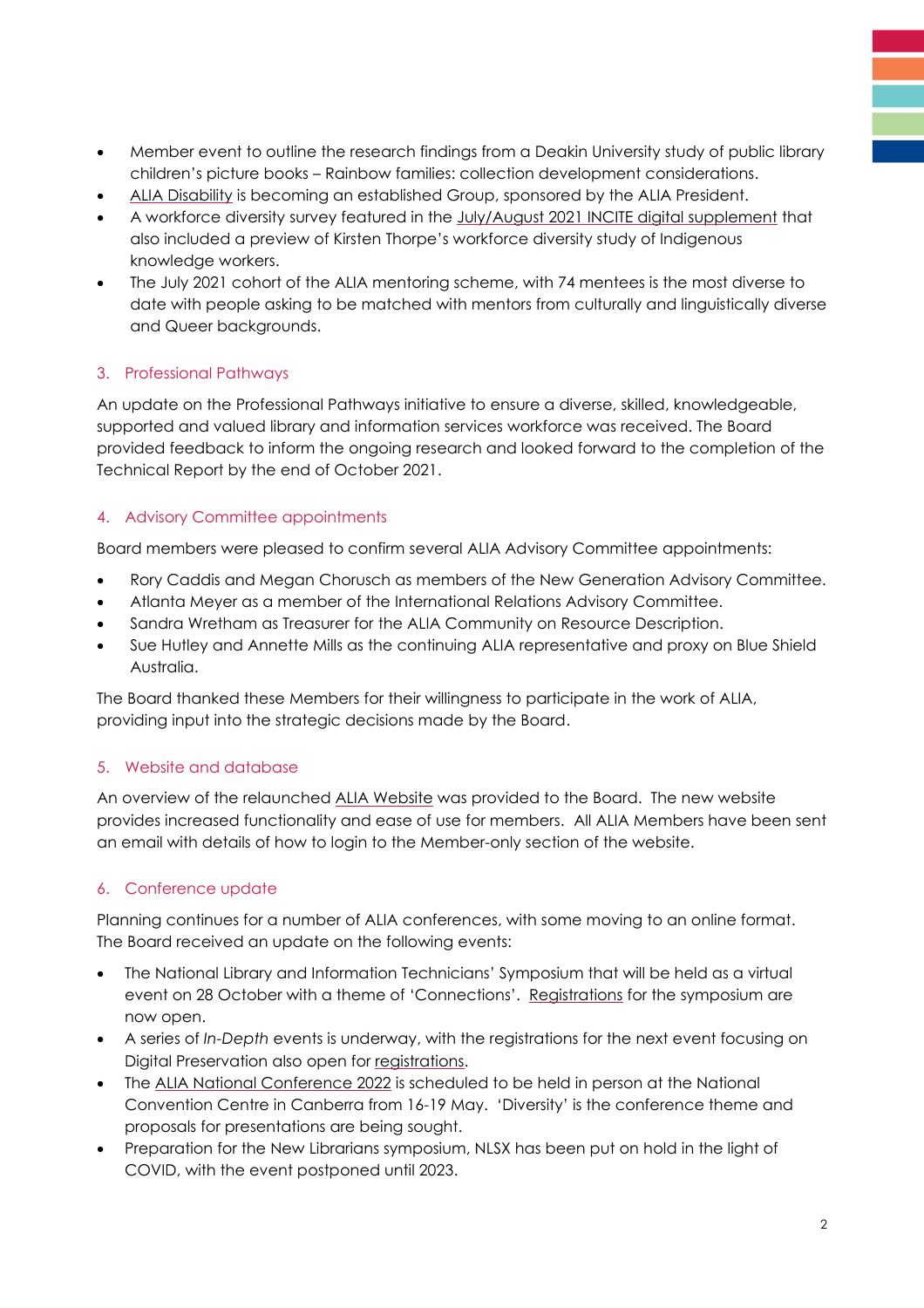- Member event to outline the research findings from a Deakin University study of public library children's picture books – Rainbow families: collection development considerations.
- ALIA Disability is becoming an established Group, sponsored by the ALIA President.
- A workforce diversity survey featured in the July/August 2021 INCITE digital supplement that also included a preview of Kirsten Thorpe's workforce diversity study of Indigenous knowledge workers.
- The July 2021 cohort of the ALIA mentoring scheme, with 74 mentees is the most diverse to date with people asking to be matched with mentors from culturally and linguistically diverse and Queer backgrounds.

## 3. Professional Pathways

An update on the Professional Pathways initiative to ensure a diverse, skilled, knowledgeable, supported and valued library and information services workforce was received. The Board provided feedback to inform the ongoing research and looked forward to the completion of the Technical Report by the end of October 2021.

## 4. Advisory Committee appointments

Board members were pleased to confirm several ALIA Advisory Committee appointments:

- Rory Caddis and Megan Chorusch as members of the New Generation Advisory Committee.
- Atlanta Meyer as a member of the International Relations Advisory Committee.
- Sandra Wretham as Treasurer for the ALIA Community on Resource Description.
- Sue Hutley and Annette Mills as the continuing ALIA representative and proxy on Blue Shield Australia.

The Board thanked these Members for their willingness to participate in the work of ALIA, providing input into the strategic decisions made by the Board.

## 5. Website and database

An overview of the relaunched ALIA Website was provided to the Board. The new website provides increased functionality and ease of use for members. All ALIA Members have been sent an email with details of how to login to the Member-only section of the website.

## 6. Conference update

Planning continues for a number of ALIA conferences, with some moving to an online format. The Board received an update on the following events:

- The National Library and Information Technicians' Symposium that will be held as a virtual event on 28 October with a theme of 'Connections'. Registrations for the symposium are now open.
- A series of *In-Depth* events is underway, with the registrations for the next event focusing on Digital Preservation also open for registrations.
- The ALIA National Conference 2022 is scheduled to be held in person at the National Convention Centre in Canberra from 16-19 May. 'Diversity' is the conference theme and proposals for presentations are being sought.
- Preparation for the New Librarians symposium, NLSX has been put on hold in the light of COVID, with the event postponed until 2023.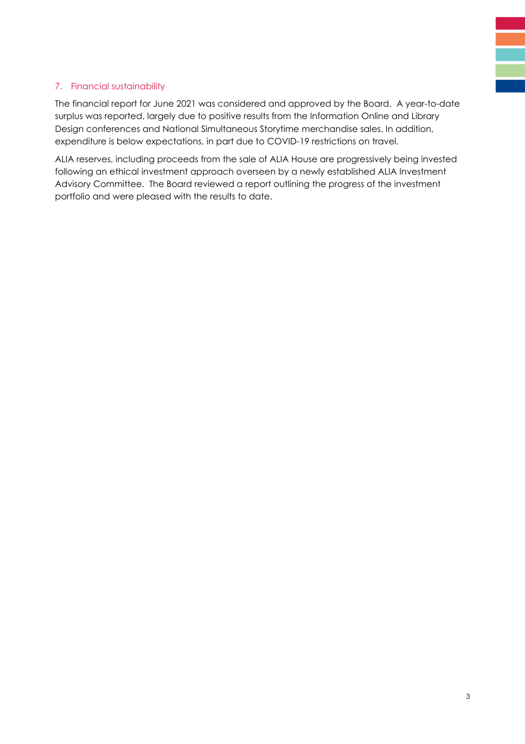## 7. Financial sustainability

The financial report for June 2021 was considered and approved by the Board. A year-to-date surplus was reported, largely due to positive results from the Information Online and Library Design conferences and National Simultaneous Storytime merchandise sales. In addition, expenditure is below expectations, in part due to COVID-19 restrictions on travel.

ALIA reserves, including proceeds from the sale of ALIA House are progressively being invested following an ethical investment approach overseen by a newly established ALIA Investment Advisory Committee. The Board reviewed a report outlining the progress of the investment portfolio and were pleased with the results to date.